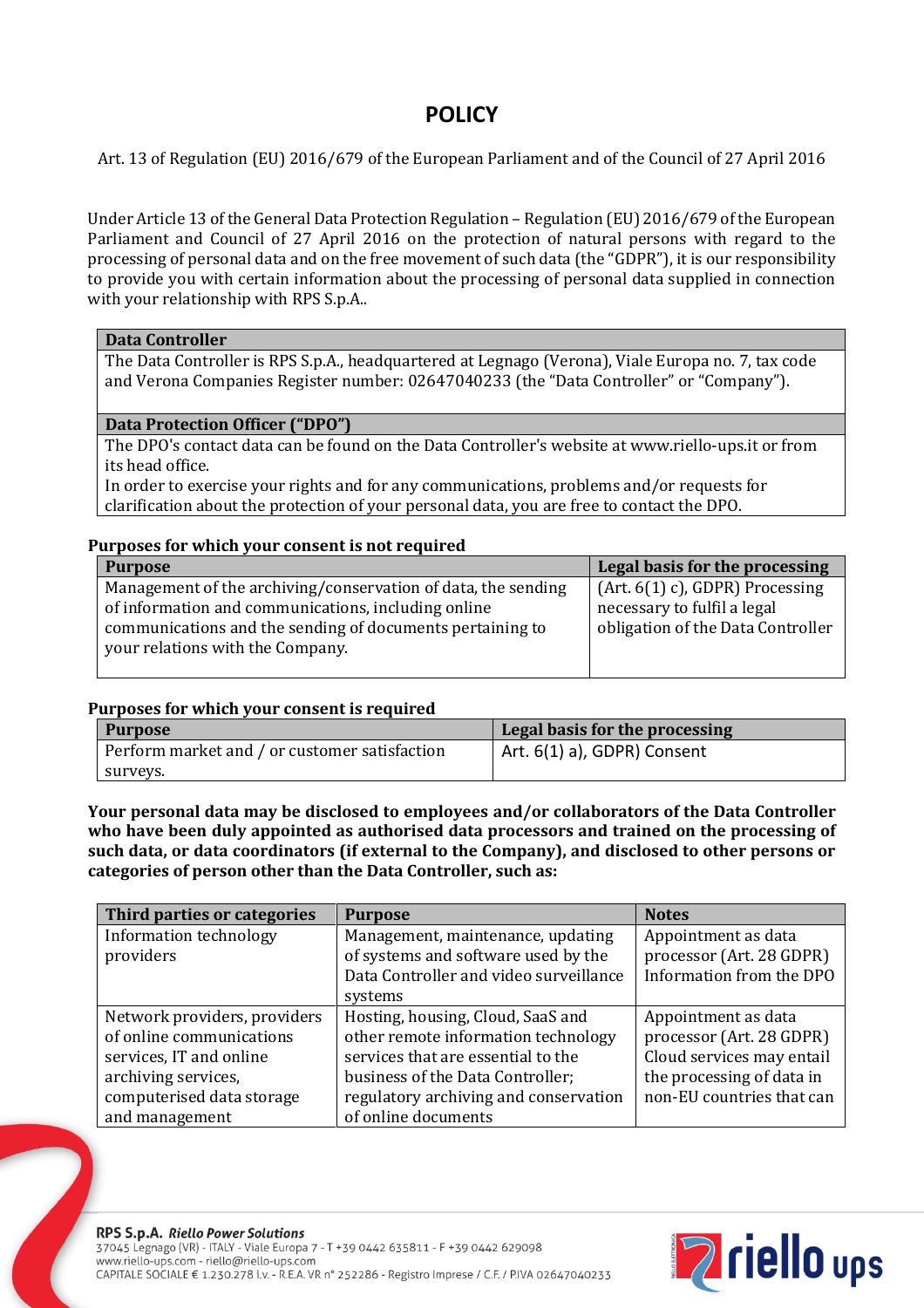# POLICY

Art. 13 of Regulation (EU) 2016/679 of the European Parliament and of the Council of 27 April 2016

Under Article 13 of the General Data Protection Regulation – Regulation (EU) 2016/679 of the European Parliament and Council of 27 April 2016 on the protection of natural persons with regard to the processing of personal data and on the free movement of such data (the "GDPR"), it is our responsibility to provide you with certain information about the processing of personal data supplied in connection with your relationship with RPS S.p.A..

| **Data Controller** |
|---|
| The Data Controller is RPS S.p.A., headquartered at Legnago (Verona), Viale Europa no. 7, tax code and Verona Companies Register number: 02647040233 (the "Data Controller" or "Company"). |

| **Data Protection Officer ("DPO")** |
|---|
| The DPO's contact data can be found on the Data Controller's website at www.riello-ups.it or from its head office. In order to exercise your rights and for any communications, problems and/or requests for clarification about the protection of your personal data, you are free to contact the DPO. |

**Purposes for which your consent is not required**

| Purpose | Legal basis for the processing |
|---|---|
| Management of the archiving/conservation of data, the sending of information and communications, including online communications and the sending of documents pertaining to your relations with the Company. | (Art. 6(1) c), GDPR) Processing necessary to fulfil a legal obligation of the Data Controller |

**Purposes for which your consent is required**

| Purpose | Legal basis for the processing |
|---|---|
| Perform market and / or customer satisfaction surveys. | Art. 6(1) a), GDPR) Consent |

**Your personal data may be disclosed to employees and/or collaborators of the Data Controller who have been duly appointed as authorised data processors and trained on the processing of such data, or data coordinators (if external to the Company), and disclosed to other persons or categories of person other than the Data Controller, such as:**

| Third parties or categories | Purpose | Notes |
|---|---|---|
| Information technology providers | Management, maintenance, updating of systems and software used by the Data Controller and video surveillance systems | Appointment as data processor (Art. 28 GDPR) Information from the DPO |
| Network providers, providers of online communications services, IT and online archiving services, computerised data storage and management | Hosting, housing, Cloud, SaaS and other remote information technology services that are essential to the business of the Data Controller; regulatory archiving and conservation of online documents | Appointment as data processor (Art. 28 GDPR) Cloud services may entail the processing of data in non-EU countries that can |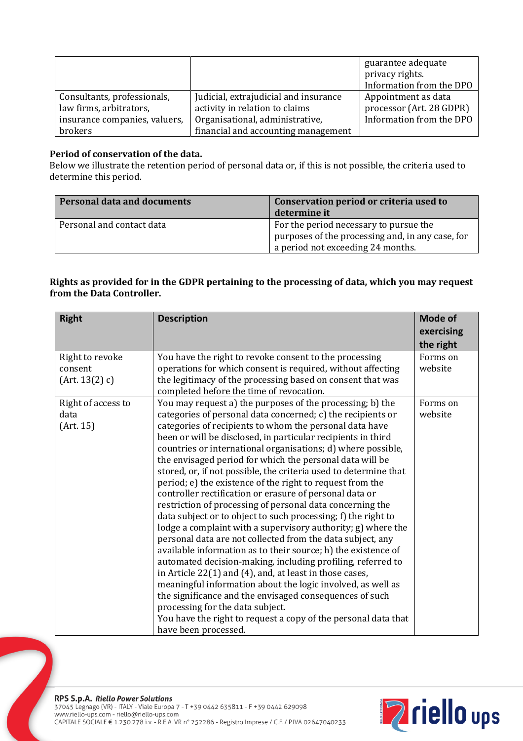| | | guarantee adequate privacy rights. Information from the DPO |
|---|---|---|
| Consultants, professionals, law firms, arbitrators, insurance companies, valuers, brokers | Judicial, extrajudicial and insurance activity in relation to claims Organisational, administrative, financial and accounting management | Appointment as data processor (Art. 28 GDPR) Information from the DPO |

**Period of conservation of the data.**
Below we illustrate the retention period of personal data or, if this is not possible, the criteria used to determine this period.

| Personal data and documents | Conservation period or criteria used to determine it |
|---|---|
| Personal and contact data | For the period necessary to pursue the purposes of the processing and, in any case, for a period not exceeding 24 months. |

**Rights as provided for in the GDPR pertaining to the processing of data, which you may request from the Data Controller.**

| Right | Description | Mode of exercising the right |
|---|---|---|
| Right to revoke consent (Art. 13(2) c) | You have the right to revoke consent to the processing operations for which consent is required, without affecting the legitimacy of the processing based on consent that was completed before the time of revocation. | Forms on website |
| Right of access to data (Art. 15) | You may request a) the purposes of the processing; b) the categories of personal data concerned; c) the recipients or categories of recipients to whom the personal data have been or will be disclosed, in particular recipients in third countries or international organisations; d) where possible, the envisaged period for which the personal data will be stored, or, if not possible, the criteria used to determine that period; e) the existence of the right to request from the controller rectification or erasure of personal data or restriction of processing of personal data concerning the data subject or to object to such processing; f) the right to lodge a complaint with a supervisory authority; g) where the personal data are not collected from the data subject, any available information as to their source; h) the existence of automated decision-making, including profiling, referred to in Article 22(1) and (4), and, at least in those cases, meaningful information about the logic involved, as well as the significance and the envisaged consequences of such processing for the data subject. You have the right to request a copy of the personal data that have been processed. | Forms on website |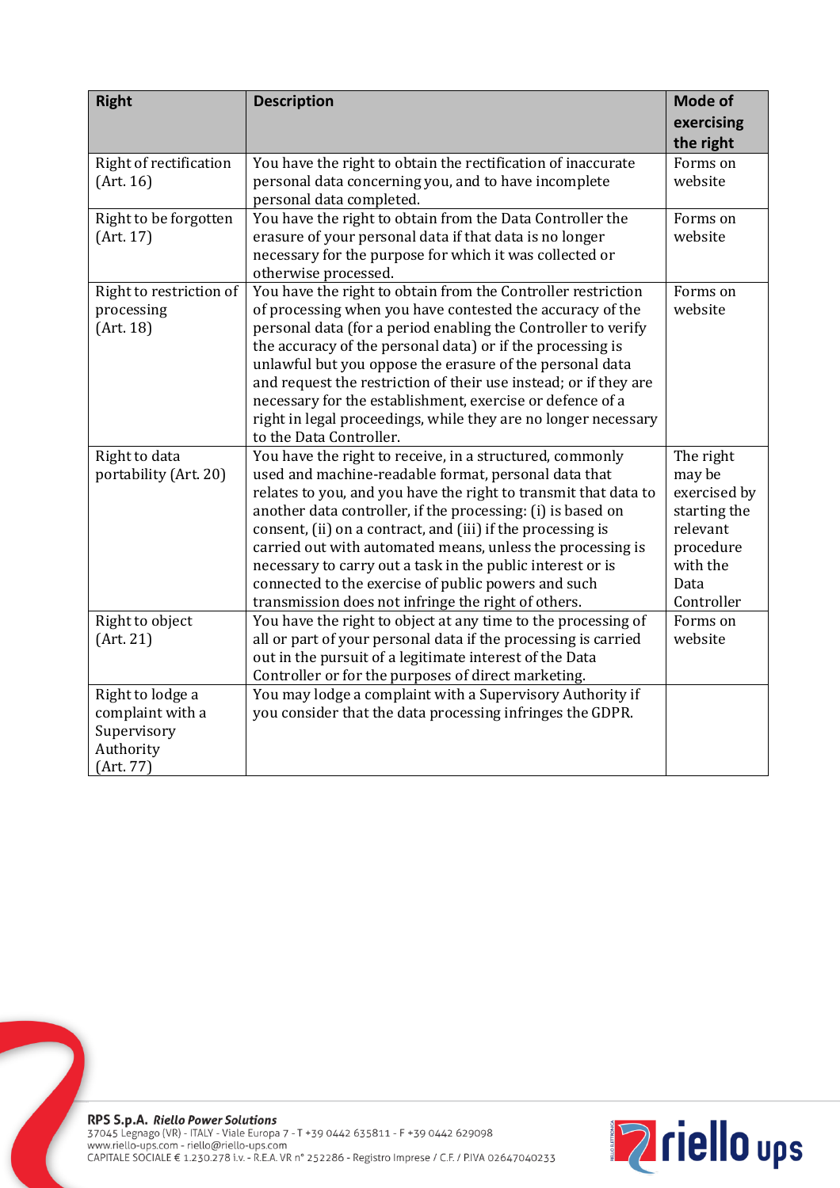| Right | Description | Mode of exercising the right |
|---|---|---|
| Right of rectification (Art. 16) | You have the right to obtain the rectification of inaccurate personal data concerning you, and to have incomplete personal data completed. | Forms on website |
| Right to be forgotten (Art. 17) | You have the right to obtain from the Data Controller the erasure of your personal data if that data is no longer necessary for the purpose for which it was collected or otherwise processed. | Forms on website |
| Right to restriction of processing (Art. 18) | You have the right to obtain from the Controller restriction of processing when you have contested the accuracy of the personal data (for a period enabling the Controller to verify the accuracy of the personal data) or if the processing is unlawful but you oppose the erasure of the personal data and request the restriction of their use instead; or if they are necessary for the establishment, exercise or defence of a right in legal proceedings, while they are no longer necessary to the Data Controller. | Forms on website |
| Right to data portability (Art. 20) | You have the right to receive, in a structured, commonly used and machine-readable format, personal data that relates to you, and you have the right to transmit that data to another data controller, if the processing: (i) is based on consent, (ii) on a contract, and (iii) if the processing is carried out with automated means, unless the processing is necessary to carry out a task in the public interest or is connected to the exercise of public powers and such transmission does not infringe the right of others. | The right may be exercised by starting the relevant procedure with the Data Controller |
| Right to object (Art. 21) | You have the right to object at any time to the processing of all or part of your personal data if the processing is carried out in the pursuit of a legitimate interest of the Data Controller or for the purposes of direct marketing. | Forms on website |
| Right to lodge a complaint with a Supervisory Authority (Art. 77) | You may lodge a complaint with a Supervisory Authority if you consider that the data processing infringes the GDPR. | |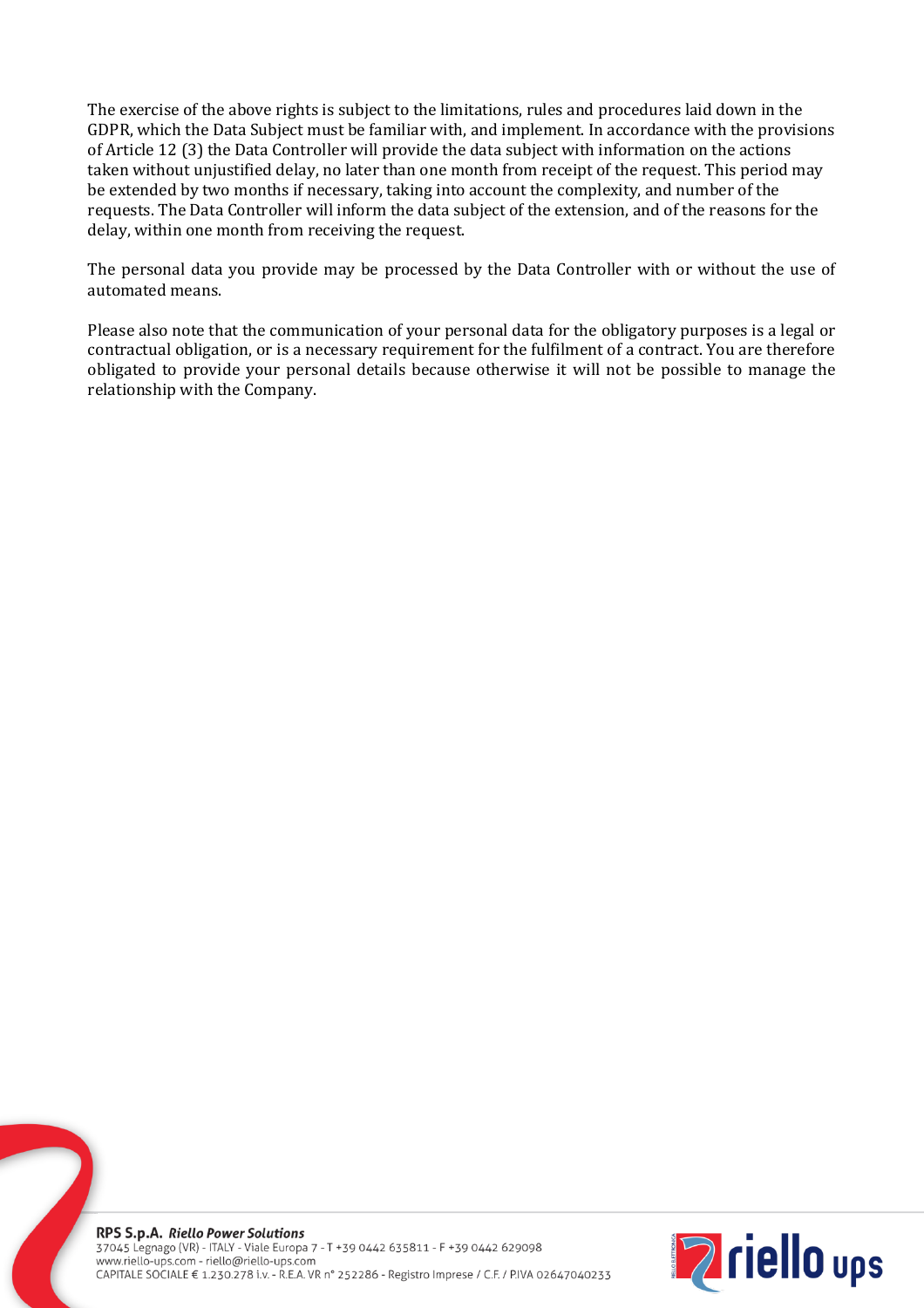The exercise of the above rights is subject to the limitations, rules and procedures laid down in the GDPR, which the Data Subject must be familiar with, and implement. In accordance with the provisions of Article 12 (3) the Data Controller will provide the data subject with information on the actions taken without unjustified delay, no later than one month from receipt of the request. This period may be extended by two months if necessary, taking into account the complexity, and number of the requests. The Data Controller will inform the data subject of the extension, and of the reasons for the delay, within one month from receiving the request.

The personal data you provide may be processed by the Data Controller with or without the use of automated means.

Please also note that the communication of your personal data for the obligatory purposes is a legal or contractual obligation, or is a necessary requirement for the fulfilment of a contract. You are therefore obligated to provide your personal details because otherwise it will not be possible to manage the relationship with the Company.